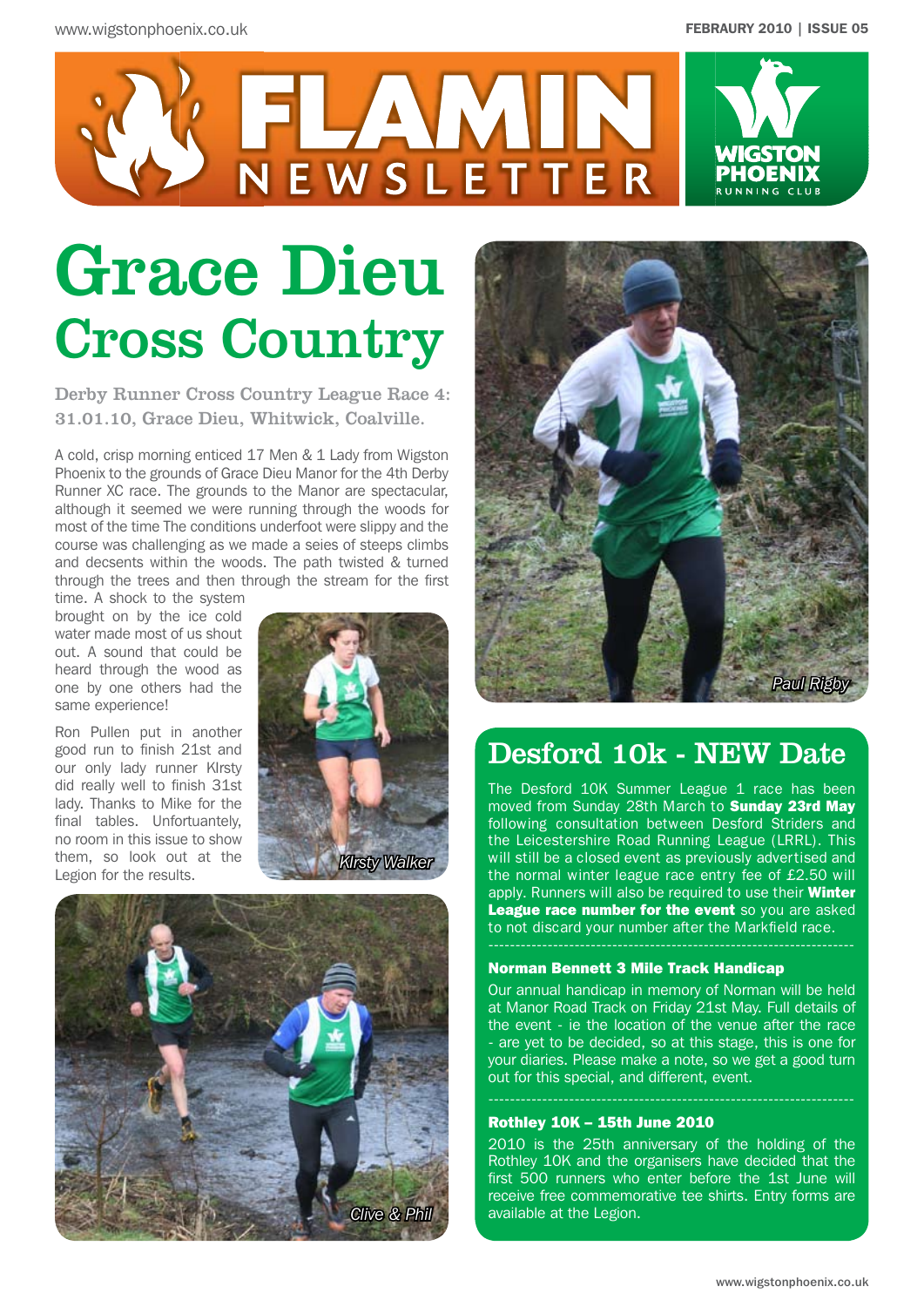# FLAMIN NEWSLETTER

WIGSTON PHOENIX RUNNING CLUB

# Grace Dieu Cross Country

**Derby Runner Cross Country League Race 4: 31.01.10, Grace Dieu, Whitwick, Coalville.**

A cold, crisp morning enticed 17 Men & 1 Lady from Wigston Phoenix to the grounds of Grace Dieu Manor for the 4th Derby Runner XC race. The grounds to the Manor are spectacular, although it seemed we were running through the woods for most of the time The conditions underfoot were slippy and the course was challenging as we made a seies of steeps climbs and decsents within the woods. The path twisted & turned through the trees and then through the stream for the first time. A shock to the system brought on by the ice cold water made most of us shout out. A sound that could be heard through the wood as one by one others had the same experience!

Ron Pullen put in another good run to finish 21st and our only lady runner KIrsty did really well to finish 31st lady. Thanks to Mike for the final tables. Unfortuantely, no room in this issue to show them, so look out at the Legion for the results.

*KIrsty Walker*

*Clive & Phil*

*Paul Rigby*

## Desford 10k - NEW Date

The Desford 10K Summer League 1 race has been moved from Sunday 28th March to **Sunday 23rd May** following consultation between Desford Striders and the Leicestershire Road Running League (LRRL). This will still be a closed event as previously advertised and the normal winter league race entry fee of £2.50 will apply. Runners will also be required to use their **Winter League race number for the event** so you are asked to not discard your number after the Markfield race.

### Norman Bennett 3 Mile Track Handicap

Our annual handicap in memory of Norman will be held at Manor Road Track on Friday 21st May. Full details of the event - ie the location of the venue after the race - are yet to be decided, so at this stage, this is one for your diaries. Please make a note, so we get a good turn out for this special, and different, event.

### Rothley 10K – 15th June 2010

2010 is the 25th anniversary of the holding of the Rothley 10K and the organisers have decided that the first 500 runners who enter before the 1st June will receive free commemorative tee shirts. Entry forms are available at the Legion.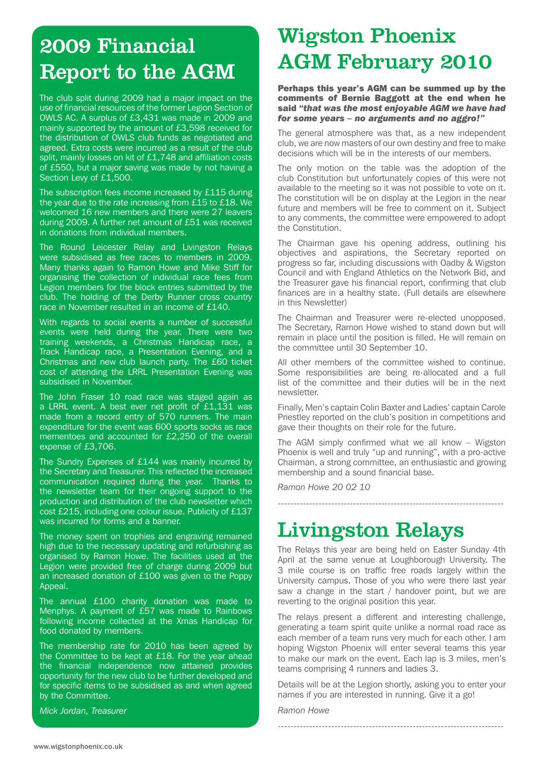# 2009 Financial Report to the AGM

The club split during 2009 had a major impact on the use of financial resources of the former Legion Section of OWLS AC. A surplus of £3,431 was made in 2009 and mainly supported by the amount of £3,598 received for the distribution of OWLS club funds as negotiated and agreed. Extra costs were incurred as a result of the club split, mainly losses on kit of £1,748 and affiliation costs of £550, but a major saving was made by not having a Section Levy of £1,500.

The subscription fees income increased by £115 during the year due to the rate increasing from £15 to £18. We welcomed 16 new members and there were 27 leavers during 2009. A further net amount of £51 was received in donations from individual members.

The Round Leicester Relay and Livingston Relays were subsidised as free races to members in 2009. Many thanks again to Ramon Howe and Mike Stiff for organising the collection of individual race fees from Legion members for the block entries submitted by the club. The holding of the Derby Runner cross country race in November resulted in an income of £140.

With regards to social events a number of successful events were held during the year. There were two training weekends, a Christmas Handicap race, a Track Handicap race, a Presentation Evening, and a Christmas and new club launch party. The £60 ticket cost of attending the LRRL Presentation Evening was subsidised in November.

The John Fraser 10 road race was staged again as a LRRL event. A best ever net profit of £1,131 was made from a record entry of 570 runners. The main expenditure for the event was 600 sports socks as race mementoes and accounted for £2,250 of the overall expense of £3,706.

The Sundry Expenses of £144 was mainly incurred by the Secretary and Treasurer. This reflected the increased communication required during the year. Thanks to the newsletter team for their ongoing support to the production and distribution of the club newsletter which cost £215, including one colour issue. Publicity of £137 was incurred for forms and a banner.

The money spent on trophies and engraving remained high due to the necessary updating and refurbishing as organised by Ramon Howe. The facilities used at the Legion were provided free of charge during 2009 but an increased donation of £100 was given to the Poppy Appeal.

The annual £100 charity donation was made to Menphys. A payment of £57 was made to Rainbows following income collected at the Xmas Handicap for food donated by members.

The membership rate for 2010 has been agreed by the Committee to be kept at £18. For the year ahead the financial independence now attained provides opportunity for the new club to be further developed and for specific items to be subsidised as and when agreed by the Committee.

*Mick Jordan, Treasurer*

# Wigston Phoenix AGM February 2010

**Perhaps this year's AGM can be summed up by the comments of Bernie Baggott at the end when he said *"that was the most enjoyable AGM we have had for some years – no arguments and no aggro!"***

The general atmosphere was that, as a new independent club, we are now masters of our own destiny and free to make decisions which will be in the interests of our members.

The only motion on the table was the adoption of the club Constitution but unfortunately copies of this were not available to the meeting so it was not possible to vote on it. The constitution will be on display at the Legion in the near future and members will be free to comment on it. Subject to any comments, the committee were empowered to adopt the Constitution.

The Chairman gave his opening address, outlining his objectives and aspirations, the Secretary reported on progress so far, including discussions with Oadby & Wigston Council and with England Athletics on the Network Bid, and the Treasurer gave his financial report, confirming that club finances are in a healthy state. (Full details are elsewhere in this Newsletter)

The Chairman and Treasurer were re-elected unopposed. The Secretary, Ramon Howe wished to stand down but will remain in place until the position is filled. He will remain on the committee until 30 September 10.

All other members of the committee wished to continue. Some responsibilities are being re-allocated and a full list of the committee and their duties will be in the next newsletter.

Finally, Men's captain Colin Baxter and Ladies' captain Carole Priestley reported on the club's position in competitions and gave their thoughts on their role for the future.

The AGM simply confirmed what we all know – Wigston Phoenix is well and truly "up and running", with a pro-active Chairman, a strong committee, an enthusiastic and growing membership and a sound financial base.

*Ramon Howe 20 02 10*

---

# Livingston Relays

The Relays this year are being held on Easter Sunday 4th April at the same venue at Loughborough University. The 3 mile course is on traffic free roads largely within the University campus. Those of you who were there last year saw a change in the start / handover point, but we are reverting to the original position this year.

The relays present a different and interesting challenge, generating a team spirit quite unlike a normal road race as each member of a team runs very much for each other. I am hoping Wigston Phoenix will enter several teams this year to make our mark on the event. Each lap is 3 miles, men's teams comprising 4 runners and ladies 3.

Details will be at the Legion shortly, asking you to enter your names if you are interested in running. Give it a go!

*Ramon Howe*

---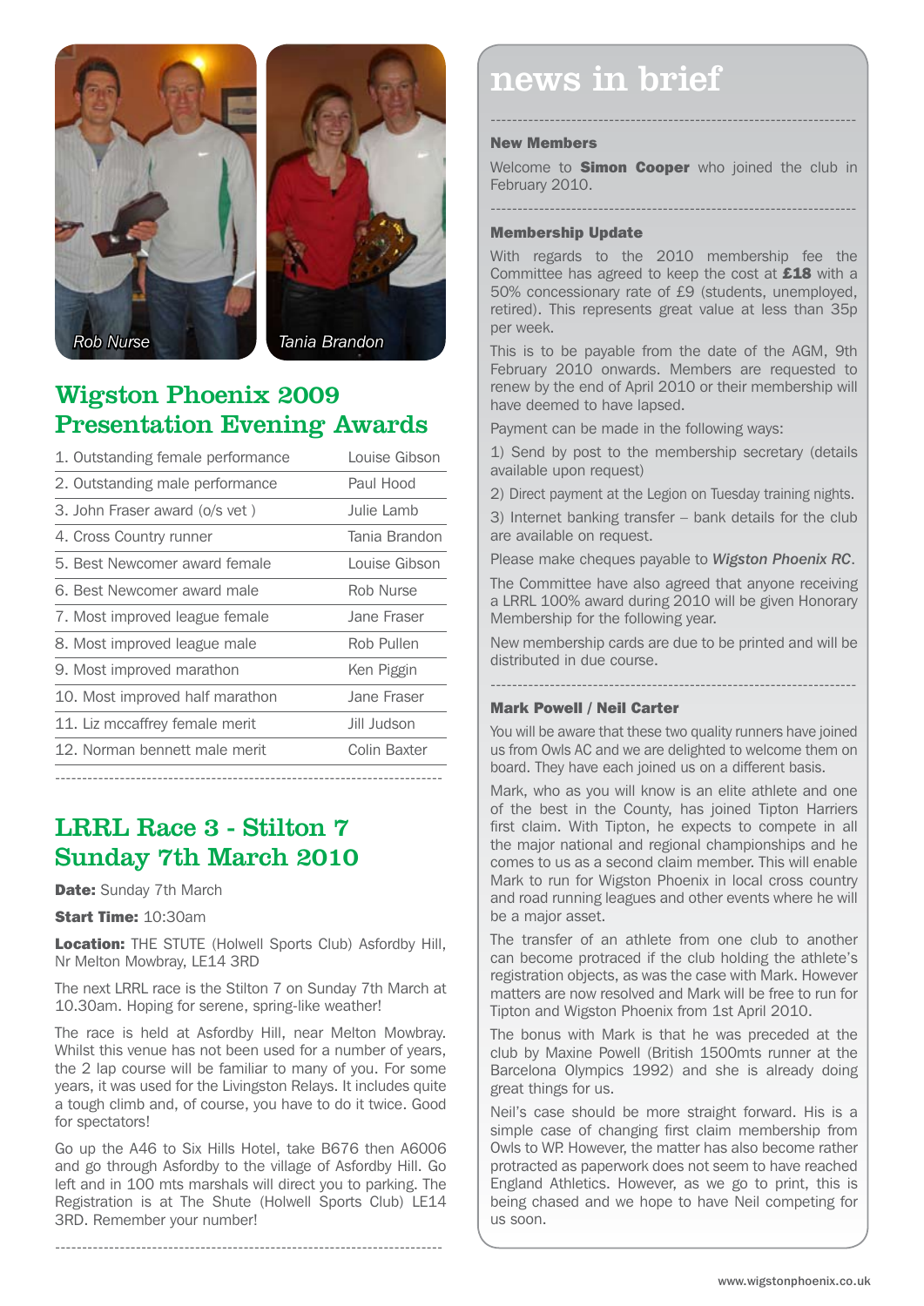Rob Nurse

Tania Brandon

## Wigston Phoenix 2009 Presentation Evening Awards

| Award | Winner |
|---|---|
| 1. Outstanding female performance | Louise Gibson |
| 2. Outstanding male performance | Paul Hood |
| 3. John Fraser award (o/s vet ) | Julie Lamb |
| 4. Cross Country runner | Tania Brandon |
| 5. Best Newcomer award female | Louise Gibson |
| 6. Best Newcomer award male | Rob Nurse |
| 7. Most improved league female | Jane Fraser |
| 8. Most improved league male | Rob Pullen |
| 9. Most improved marathon | Ken Piggin |
| 10. Most improved half marathon | Jane Fraser |
| 11. Liz mccaffrey female merit | Jill Judson |
| 12. Norman bennett male merit | Colin Baxter |

## LRRL Race 3 - Stilton 7 Sunday 7th March 2010

**Date:** Sunday 7th March

**Start Time:** 10:30am

**Location:** THE STUTE (Holwell Sports Club) Asfordby Hill, Nr Melton Mowbray, LE14 3RD

The next LRRL race is the Stilton 7 on Sunday 7th March at 10.30am. Hoping for serene, spring-like weather!

The race is held at Asfordby Hill, near Melton Mowbray. Whilst this venue has not been used for a number of years, the 2 lap course will be familiar to many of you. For some years, it was used for the Livingston Relays. It includes quite a tough climb and, of course, you have to do it twice. Good for spectators!

Go up the A46 to Six Hills Hotel, take B676 then A6006 and go through Asfordby to the village of Asfordby Hill. Go left and in 100 mts marshals will direct you to parking. The Registration is at The Shute (Holwell Sports Club) LE14 3RD. Remember your number!

# news in brief

### New Members

Welcome to **Simon Cooper** who joined the club in February 2010.

### Membership Update

With regards to the 2010 membership fee the Committee has agreed to keep the cost at **£18** with a 50% concessionary rate of £9 (students, unemployed, retired). This represents great value at less than 35p per week.

This is to be payable from the date of the AGM, 9th February 2010 onwards. Members are requested to renew by the end of April 2010 or their membership will have deemed to have lapsed.

Payment can be made in the following ways:

1) Send by post to the membership secretary (details available upon request)

2) Direct payment at the Legion on Tuesday training nights.

3) Internet banking transfer – bank details for the club are available on request.

Please make cheques payable to ***Wigston Phoenix RC***.

The Committee have also agreed that anyone receiving a LRRL 100% award during 2010 will be given Honorary Membership for the following year.

New membership cards are due to be printed and will be distributed in due course.

### Mark Powell / Neil Carter

You will be aware that these two quality runners have joined us from Owls AC and we are delighted to welcome them on board. They have each joined us on a different basis.

Mark, who as you will know is an elite athlete and one of the best in the County, has joined Tipton Harriers first claim. With Tipton, he expects to compete in all the major national and regional championships and he comes to us as a second claim member. This will enable Mark to run for Wigston Phoenix in local cross country and road running leagues and other events where he will be a major asset.

The transfer of an athlete from one club to another can become protracted if the club holding the athlete's registration objects, as was the case with Mark. However matters are now resolved and Mark will be free to run for Tipton and Wigston Phoenix from 1st April 2010.

The bonus with Mark is that he was preceded at the club by Maxine Powell (British 1500mts runner at the Barcelona Olympics 1992) and she is already doing great things for us.

Neil's case should be more straight forward. His is a simple case of changing first claim membership from Owls to WP. However, the matter has also become rather protracted as paperwork does not seem to have reached England Athletics. However, as we go to print, this is being chased and we hope to have Neil competing for us soon.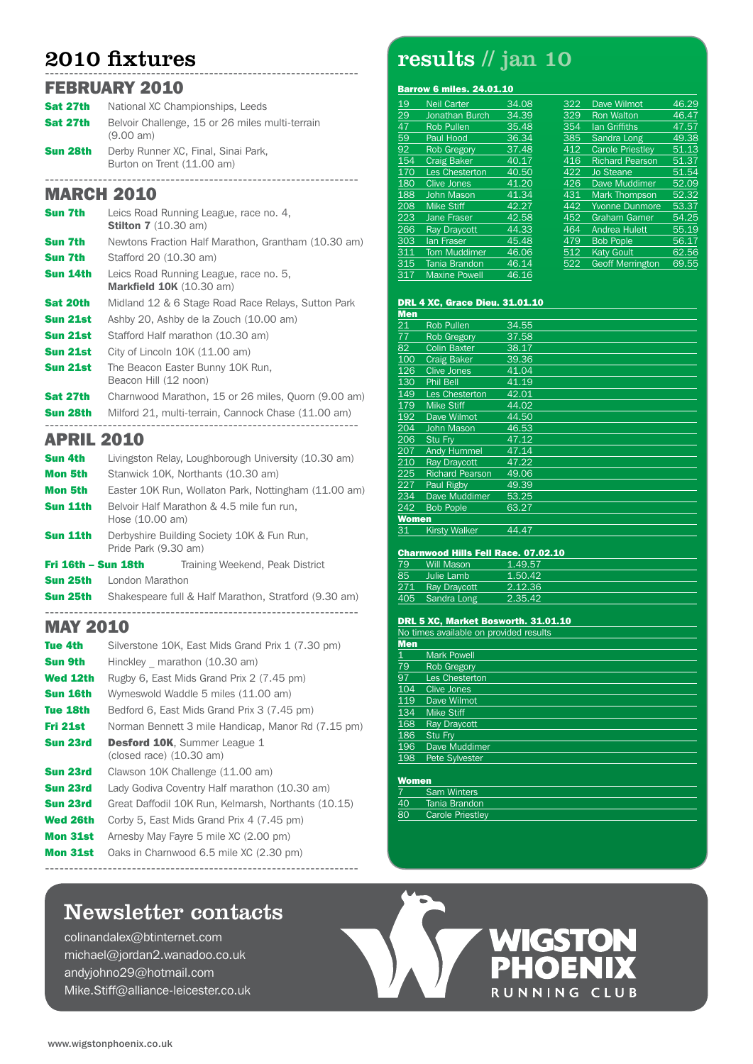# 2010 fixtures

## FEBRUARY 2010

**Sat 27th** National XC Championships, Leeds

**Sat 27th** Belvoir Challenge, 15 or 26 miles multi-terrain (9.00 am)

**Sun 28th** Derby Runner XC, Final, Sinai Park, Burton on Trent (11.00 am)

## MARCH 2010

**Sun 7th** Leics Road Running League, race no. 4, **Stilton 7** (10.30 am)

**Sun 7th** Newtons Fraction Half Marathon, Grantham (10.30 am)

**Sun 7th** Stafford 20 (10.30 am)

**Sun 14th** Leics Road Running League, race no. 5, **Markfield 10K** (10.30 am)

**Sat 20th** Midland 12 & 6 Stage Road Race Relays, Sutton Park

**Sun 21st** Ashby 20, Ashby de la Zouch (10.00 am)

**Sun 21st** Stafford Half marathon (10.30 am)

**Sun 21st** City of Lincoln 10K (11.00 am)

**Sun 21st** The Beacon Easter Bunny 10K Run, Beacon Hill (12 noon)

**Sat 27th** Charnwood Marathon, 15 or 26 miles, Quorn (9.00 am)

**Sun 28th** Milford 21, multi-terrain, Cannock Chase (11.00 am)

## APRIL 2010

**Sun 4th** Livingston Relay, Loughborough University (10.30 am)

**Mon 5th** Stanwick 10K, Northants (10.30 am)

**Mon 5th** Easter 10K Run, Wollaton Park, Nottingham (11.00 am)

**Sun 11th** Belvoir Half Marathon & 4.5 mile fun run, Hose (10.00 am)

**Sun 11th** Derbyshire Building Society 10K & Fun Run, Pride Park (9.30 am)

**Fri 16th – Sun 18th** Training Weekend, Peak District

**Sun 25th** London Marathon

**Sun 25th** Shakespeare full & Half Marathon, Stratford (9.30 am)

## MAY 2010

**Tue 4th** Silverstone 10K, East Mids Grand Prix 1 (7.30 pm)

**Sun 9th** Hinckley _ marathon (10.30 am)

**Wed 12th** Rugby 6, East Mids Grand Prix 2 (7.45 pm)

**Sun 16th** Wymeswold Waddle 5 miles (11.00 am)

**Tue 18th** Bedford 6, East Mids Grand Prix 3 (7.45 pm)

**Fri 21st** Norman Bennett 3 mile Handicap, Manor Rd (7.15 pm)

**Sun 23rd** **Desford 10K**, Summer League 1 (closed race) (10.30 am)

**Sun 23rd** Clawson 10K Challenge (11.00 am)

**Sun 23rd** Lady Godiva Coventry Half marathon (10.30 am)

**Sun 23rd** Great Daffodil 10K Run, Kelmarsh, Northants (10.15)

**Wed 26th** Corby 5, East Mids Grand Prix 4 (7.45 pm)

**Mon 31st** Arnesby May Fayre 5 mile XC (2.00 pm)

**Mon 31st** Oaks in Charnwood 6.5 mile XC (2.30 pm)

# results // jan 10

### Barrow 6 miles. 24.01.10

| | | |
|---|---|---|
| 19 | Neil Carter | 34.08 |
| 29 | Jonathan Burch | 34.39 |
| 47 | Rob Pullen | 35.48 |
| 59 | Paul Hood | 36.34 |
| 92 | Rob Gregory | 37.48 |
| 154 | Craig Baker | 40.17 |
| 170 | Les Chesterton | 40.50 |
| 180 | Clive Jones | 41.20 |
| 188 | John Mason | 41.34 |
| 208 | Mike Stiff | 42.27 |
| 223 | Jane Fraser | 42.58 |
| 266 | Ray Draycott | 44.33 |
| 303 | Ian Fraser | 45.48 |
| 311 | Tom Muddimer | 46.06 |
| 315 | Tania Brandon | 46.14 |
| 317 | Maxine Powell | 46.16 |
| 322 | Dave Wilmot | 46.29 |
| 329 | Ron Walton | 46.47 |
| 354 | Ian Griffiths | 47.57 |
| 385 | Sandra Long | 49.38 |
| 412 | Carole Priestley | 51.13 |
| 416 | Richard Pearson | 51.37 |
| 422 | Jo Steane | 51.54 |
| 426 | Dave Muddimer | 52.09 |
| 431 | Mark Thompson | 52.32 |
| 442 | Yvonne Dunmore | 53.37 |
| 452 | Graham Garner | 54.25 |
| 464 | Andrea Hulett | 55.19 |
| 479 | Bob Pople | 56.17 |
| 512 | Katy Goult | 62.56 |
| 522 | Geoff Merrington | 69.55 |

### DRL 4 XC, Grace Dieu. 31.01.10

| | | |
|---|---|---|
| **Men** | | |
| 21 | Rob Pullen | 34.55 |
| 77 | Rob Gregory | 37.58 |
| 82 | Colin Baxter | 38.17 |
| 100 | Craig Baker | 39.36 |
| 126 | Clive Jones | 41.04 |
| 130 | Phil Bell | 41.19 |
| 149 | Les Chesterton | 42.01 |
| 179 | Mike Stiff | 44.02 |
| 192 | Dave Wilmot | 44.50 |
| 204 | John Mason | 46.53 |
| 206 | Stu Fry | 47.12 |
| 207 | Andy Hummel | 47.14 |
| 210 | Ray Draycott | 47.22 |
| 225 | Richard Pearson | 49.06 |
| 227 | Paul Rigby | 49.39 |
| 234 | Dave Muddimer | 53.25 |
| 242 | Bob Pople | 63.27 |
| **Women** | | |
| 31 | Kirsty Walker | 44.47 |

### Charnwood Hills Fell Race. 07.02.10

| | | |
|---|---|---|
| 79 | Will Mason | 1.49.57 |
| 85 | Julie Lamb | 1.50.42 |
| 271 | Ray Draycott | 2.12.36 |
| 405 | Sandra Long | 2.35.42 |

### DRL 5 XC, Market Bosworth. 31.01.10

No times available on provided results

| | |
|---|---|
| **Men** | |
| 1 | Mark Powell |
| 79 | Rob Gregory |
| 97 | Les Chesterton |
| 104 | Clive Jones |
| 119 | Dave Wilmot |
| 134 | Mike Stiff |
| 168 | Ray Draycott |
| 186 | Stu Fry |
| 196 | Dave Muddimer |
| 198 | Pete Sylvester |
| **Women** | |
| 7 | Sam Winters |
| 40 | Tania Brandon |
| 80 | Carole Priestley |

## Newsletter contacts

colinandalex@btinternet.com
michael@jordan2.wanadoo.co.uk
andyjohno29@hotmail.com
Mike.Stiff@alliance-leicester.co.uk

WIGSTON PHOENIX RUNNING CLUB

www.wigstonphoenix.co.uk